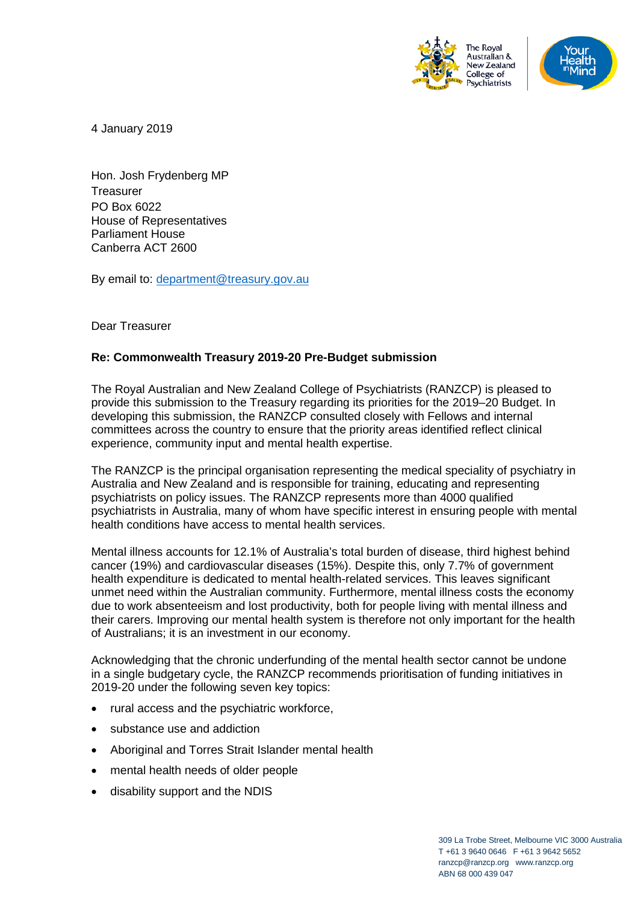4 January 2019

Hon. Josh Frydenberg MP
Treasurer
PO Box 6022
House of Representatives
Parliament House
Canberra ACT 2600

By email to: department@treasury.gov.au

Dear Treasurer

**Re: Commonwealth Treasury 2019-20 Pre-Budget submission**

The Royal Australian and New Zealand College of Psychiatrists (RANZCP) is pleased to provide this submission to the Treasury regarding its priorities for the 2019–20 Budget. In developing this submission, the RANZCP consulted closely with Fellows and internal committees across the country to ensure that the priority areas identified reflect clinical experience, community input and mental health expertise.

The RANZCP is the principal organisation representing the medical speciality of psychiatry in Australia and New Zealand and is responsible for training, educating and representing psychiatrists on policy issues. The RANZCP represents more than 4000 qualified psychiatrists in Australia, many of whom have specific interest in ensuring people with mental health conditions have access to mental health services.

Mental illness accounts for 12.1% of Australia's total burden of disease, third highest behind cancer (19%) and cardiovascular diseases (15%). Despite this, only 7.7% of government health expenditure is dedicated to mental health-related services. This leaves significant unmet need within the Australian community. Furthermore, mental illness costs the economy due to work absenteeism and lost productivity, both for people living with mental illness and their carers. Improving our mental health system is therefore not only important for the health of Australians; it is an investment in our economy.

Acknowledging that the chronic underfunding of the mental health sector cannot be undone in a single budgetary cycle, the RANZCP recommends prioritisation of funding initiatives in 2019-20 under the following seven key topics:

- rural access and the psychiatric workforce,
- substance use and addiction
- Aboriginal and Torres Strait Islander mental health
- mental health needs of older people
- disability support and the NDIS

309 La Trobe Street, Melbourne VIC 3000 Australia
T +61 3 9640 0646 F +61 3 9642 5652
ranzcp@ranzcp.org www.ranzcp.org
ABN 68 000 439 047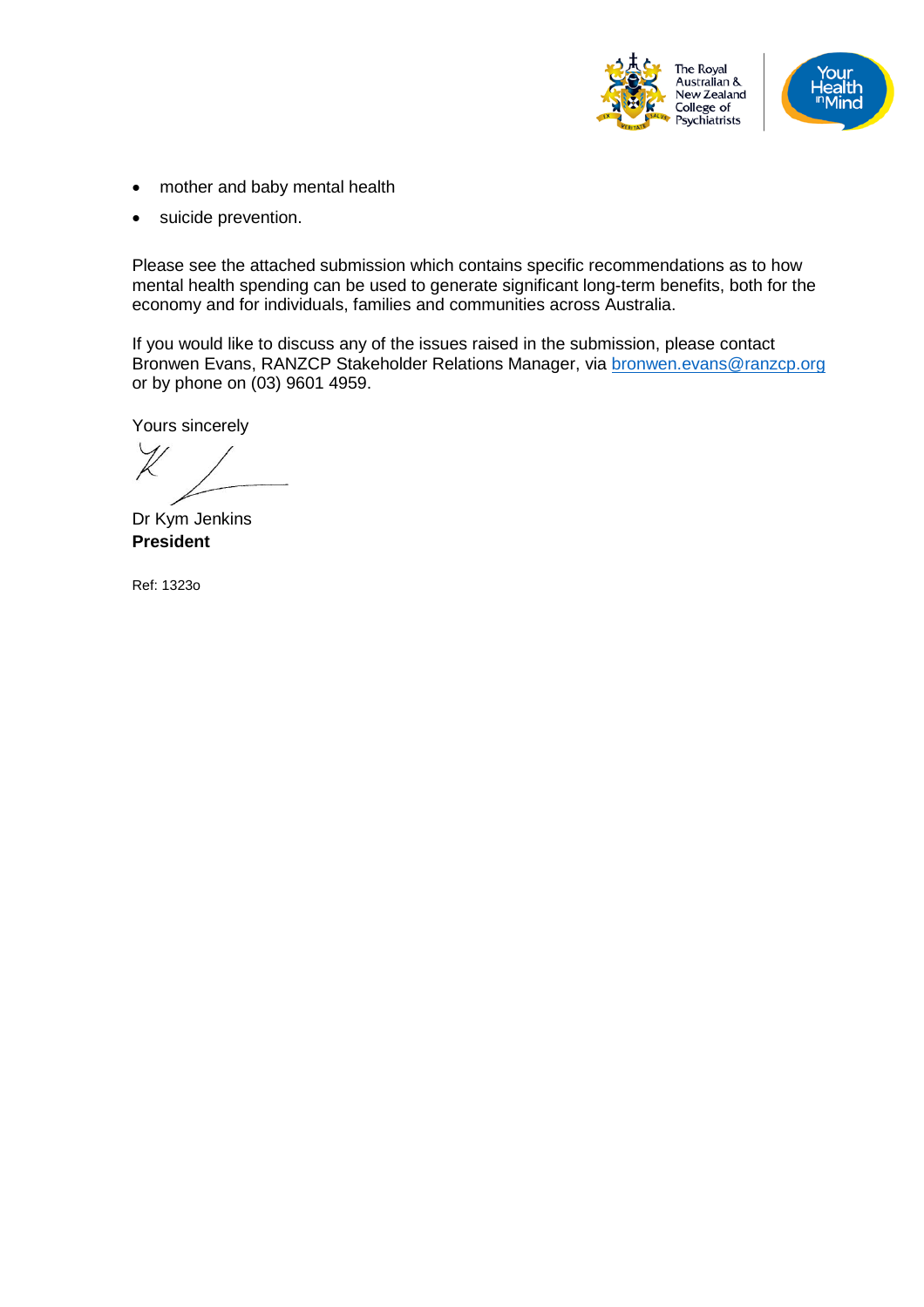- mother and baby mental health
- suicide prevention.

Please see the attached submission which contains specific recommendations as to how mental health spending can be used to generate significant long-term benefits, both for the economy and for individuals, families and communities across Australia.

If you would like to discuss any of the issues raised in the submission, please contact Bronwen Evans, RANZCP Stakeholder Relations Manager, via bronwen.evans@ranzcp.org or by phone on (03) 9601 4959.

Yours sincerely

Dr Kym Jenkins
**President**

Ref: 1323o